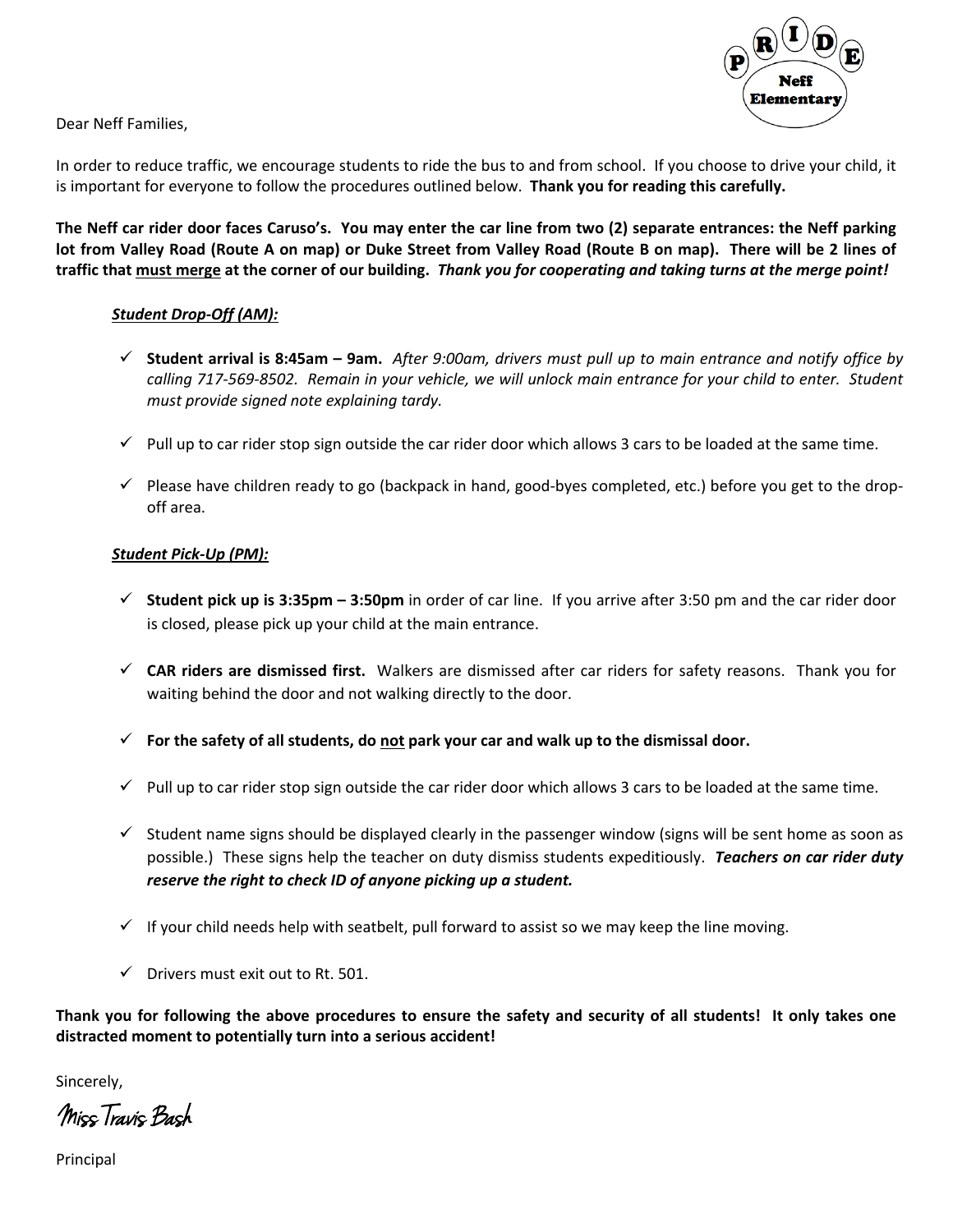Dear Neff Families,

In order to reduce traffic, we encourage students to ride the bus to and from school. If you choose to drive your child, it is important for everyone to follow the procedures outlined below. **Thank you for reading this carefully.**

**The Neff car rider door faces Caruso's. You may enter the car line from two (2) separate entrances: the Neff parking lot from Valley Road (Route A on map) or Duke Street from Valley Road (Route B on map). There will be 2 lines of traffic that <u>must merge</u> at the corner of our building.** ***Thank you for cooperating and taking turns at the merge point!***

***<u>Student Drop-Off (AM):</u>***

- ✓ **Student arrival is 8:45am – 9am.** *After 9:00am, drivers must pull up to main entrance and notify office by calling 717-569-8502. Remain in your vehicle, we will unlock main entrance for your child to enter. Student must provide signed note explaining tardy.*
- ✓ Pull up to car rider stop sign outside the car rider door which allows 3 cars to be loaded at the same time.
- ✓ Please have children ready to go (backpack in hand, good-byes completed, etc.) before you get to the drop-off area.

***<u>Student Pick-Up (PM):</u>***

- ✓ **Student pick up is 3:35pm – 3:50pm** in order of car line. If you arrive after 3:50 pm and the car rider door is closed, please pick up your child at the main entrance.
- ✓ **CAR riders are dismissed first.** Walkers are dismissed after car riders for safety reasons. Thank you for waiting behind the door and not walking directly to the door.
- ✓ **For the safety of all students, do <u>not</u> park your car and walk up to the dismissal door.**
- ✓ Pull up to car rider stop sign outside the car rider door which allows 3 cars to be loaded at the same time.
- ✓ Student name signs should be displayed clearly in the passenger window (signs will be sent home as soon as possible.) These signs help the teacher on duty dismiss students expeditiously. ***Teachers on car rider duty reserve the right to check ID of anyone picking up a student.***
- ✓ If your child needs help with seatbelt, pull forward to assist so we may keep the line moving.
- ✓ Drivers must exit out to Rt. 501.

**Thank you for following the above procedures to ensure the safety and security of all students! It only takes one distracted moment to potentially turn into a serious accident!**

Sincerely,

Miss Travis Bash

Principal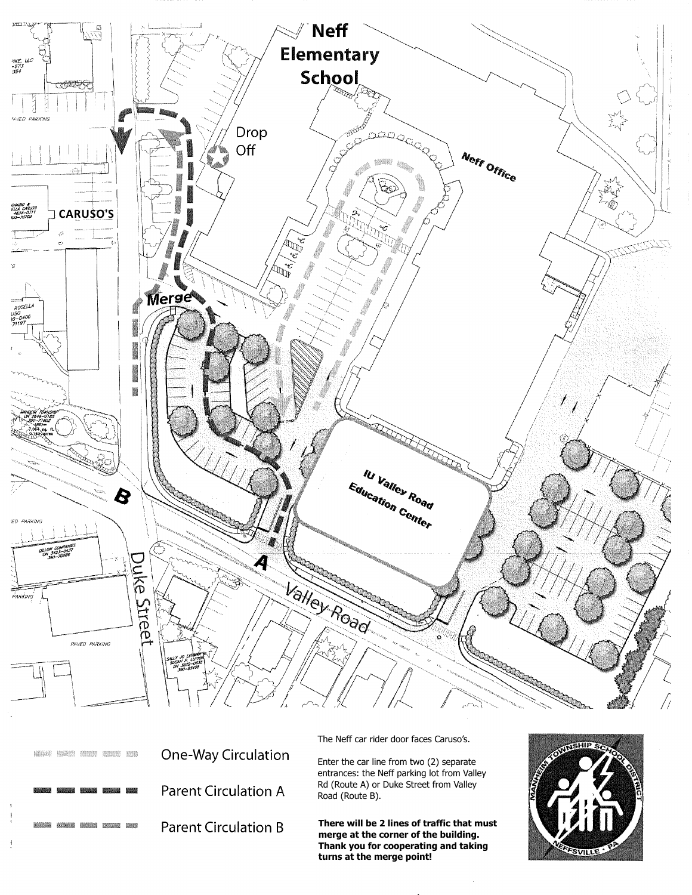# Neff Elementary School

Drop Off

Neff Office

CARUSO'S

Merge

IU Valley Road Education Center

B

A

Duke Street

Valley Road

One-Way Circulation

Parent Circulation A

Parent Circulation B

The Neff car rider door faces Caruso's.

Enter the car line from two (2) separate entrances: the Neff parking lot from Valley Rd (Route A) or Duke Street from Valley Road (Route B).

**There will be 2 lines of traffic that must merge at the corner of the building. Thank you for cooperating and taking turns at the merge point!**

MANHEIM TOWNSHIP SCHOOL DISTRICT

NEFFSVILLE · PA